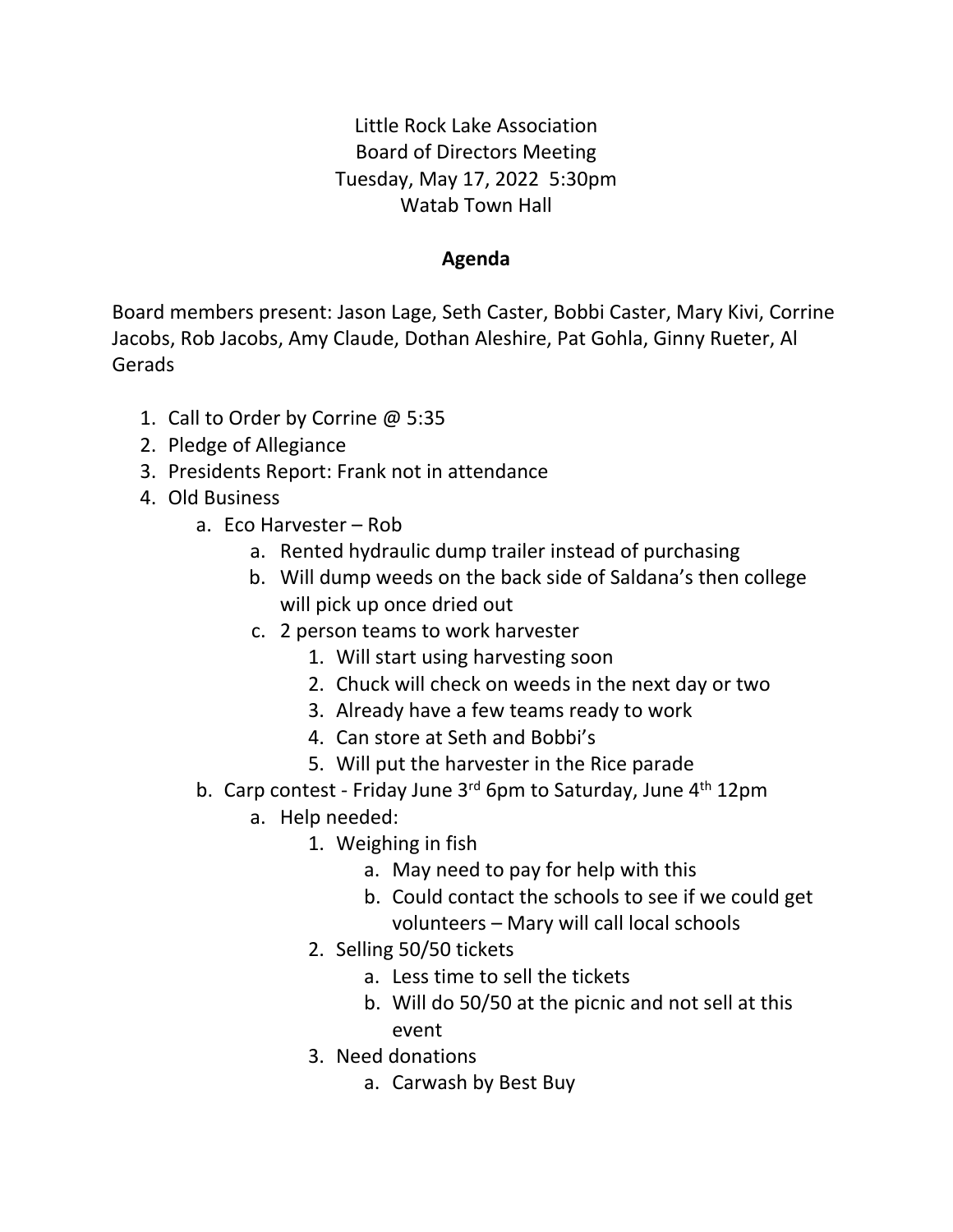Little Rock Lake Association
Board of Directors Meeting
Tuesday, May 17, 2022 5:30pm
Watab Town Hall

**Agenda**

Board members present: Jason Lage, Seth Caster, Bobbi Caster, Mary Kivi, Corrine Jacobs, Rob Jacobs, Amy Claude, Dothan Aleshire, Pat Gohla, Ginny Rueter, Al Gerads

1. Call to Order by Corrine @ 5:35
2. Pledge of Allegiance
3. Presidents Report: Frank not in attendance
4. Old Business
   a. Eco Harvester – Rob
      a. Rented hydraulic dump trailer instead of purchasing
      b. Will dump weeds on the back side of Saldana's then college will pick up once dried out
      c. 2 person teams to work harvester
         1. Will start using harvesting soon
         2. Chuck will check on weeds in the next day or two
         3. Already have a few teams ready to work
         4. Can store at Seth and Bobbi's
         5. Will put the harvester in the Rice parade
   b. Carp contest - Friday June 3rd 6pm to Saturday, June 4th 12pm
      a. Help needed:
         1. Weighing in fish
            a. May need to pay for help with this
            b. Could contact the schools to see if we could get volunteers – Mary will call local schools
         2. Selling 50/50 tickets
            a. Less time to sell the tickets
            b. Will do 50/50 at the picnic and not sell at this event
         3. Need donations
            a. Carwash by Best Buy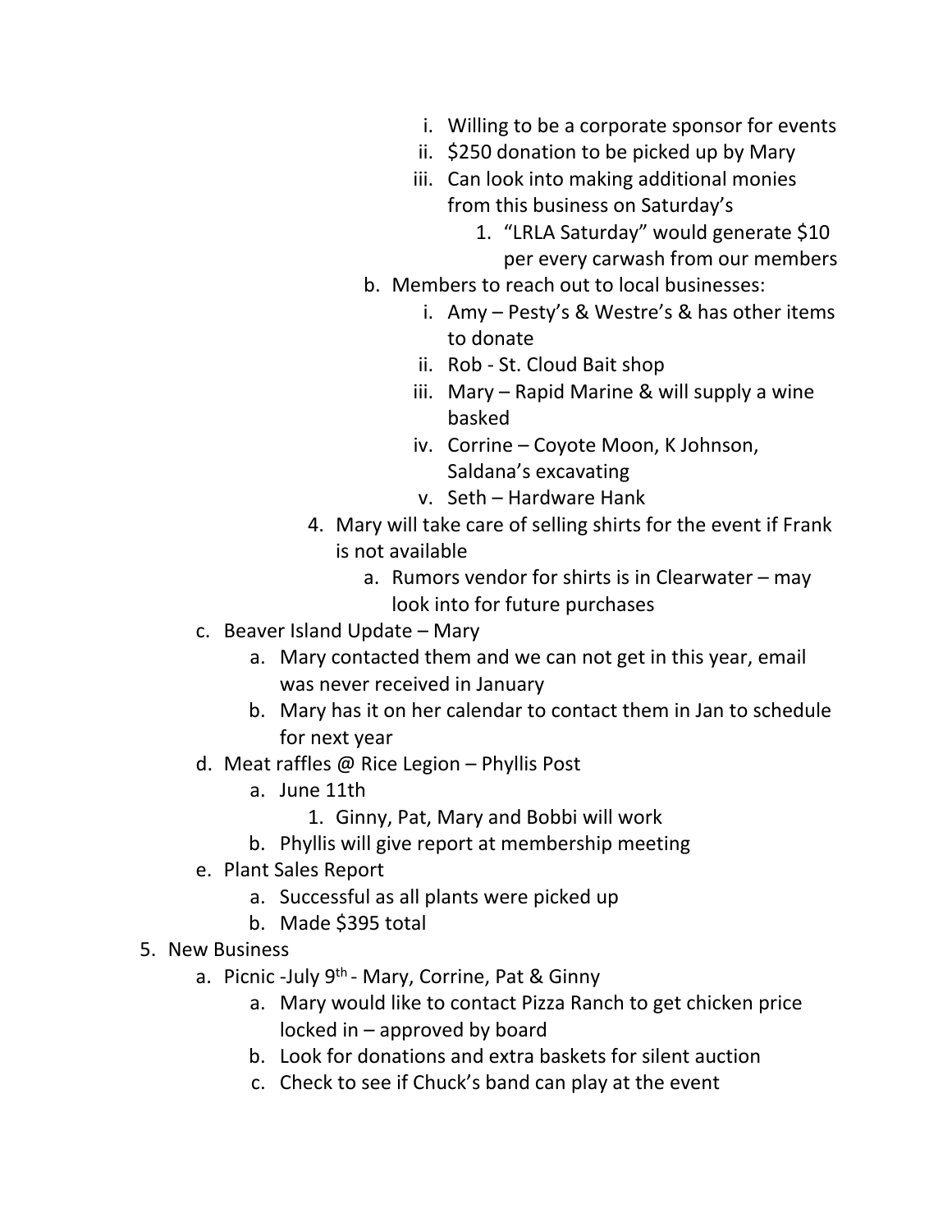i. Willing to be a corporate sponsor for events
            ii. $250 donation to be picked up by Mary
            iii. Can look into making additional monies from this business on Saturday's
                1. "LRLA Saturday" would generate $10 per every carwash from our members
        b. Members to reach out to local businesses:
            i. Amy – Pesty's & Westre's & has other items to donate
            ii. Rob - St. Cloud Bait shop
            iii. Mary – Rapid Marine & will supply a wine basked
            iv. Corrine – Coyote Moon, K Johnson, Saldana's excavating
            v. Seth – Hardware Hank
    4. Mary will take care of selling shirts for the event if Frank is not available
        a. Rumors vendor for shirts is in Clearwater – may look into for future purchases
c. Beaver Island Update – Mary
    a. Mary contacted them and we can not get in this year, email was never received in January
    b. Mary has it on her calendar to contact them in Jan to schedule for next year
d. Meat raffles @ Rice Legion – Phyllis Post
    a. June 11th
        1. Ginny, Pat, Mary and Bobbi will work
    b. Phyllis will give report at membership meeting
e. Plant Sales Report
    a. Successful as all plants were picked up
    b. Made $395 total

5. New Business
    a. Picnic -July 9th - Mary, Corrine, Pat & Ginny
        a. Mary would like to contact Pizza Ranch to get chicken price locked in – approved by board
        b. Look for donations and extra baskets for silent auction
        c. Check to see if Chuck's band can play at the event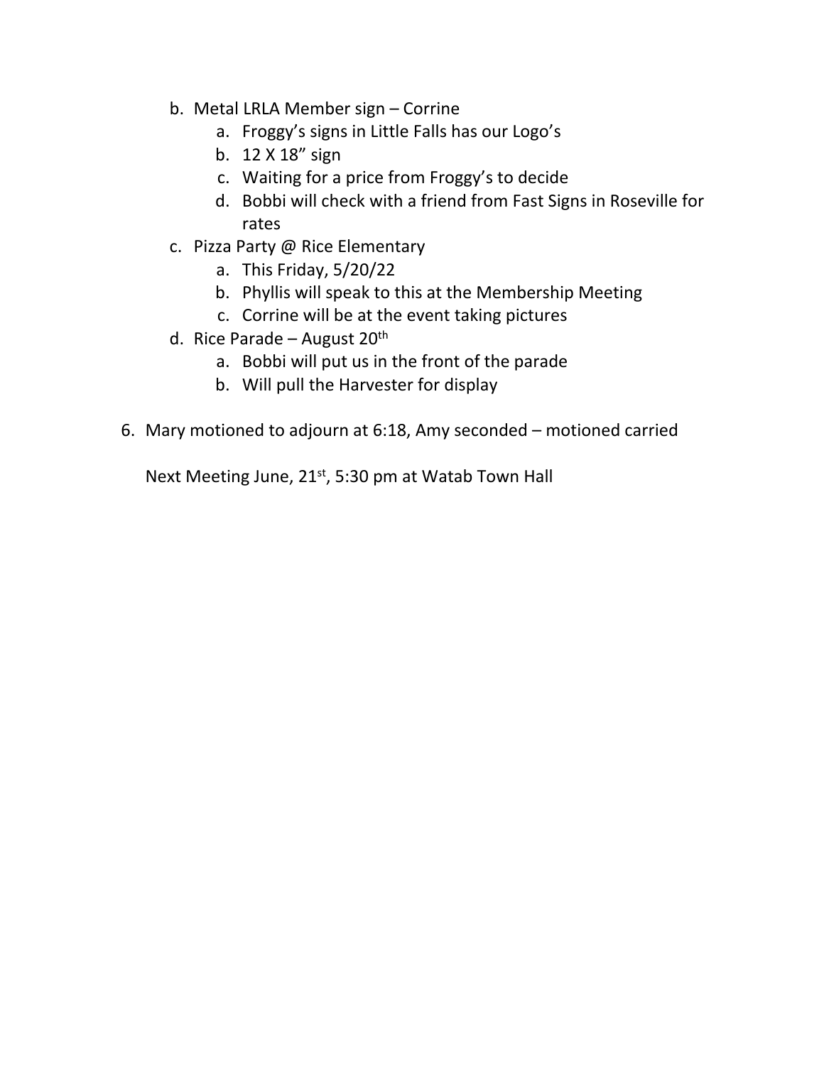- b. Metal LRLA Member sign – Corrine
    - a. Froggy's signs in Little Falls has our Logo's
    - b. 12 X 18" sign
    - c. Waiting for a price from Froggy's to decide
    - d. Bobbi will check with a friend from Fast Signs in Roseville for rates
- c. Pizza Party @ Rice Elementary
    - a. This Friday, 5/20/22
    - b. Phyllis will speak to this at the Membership Meeting
    - c. Corrine will be at the event taking pictures
- d. Rice Parade – August 20th
    - a. Bobbi will put us in the front of the parade
    - b. Will pull the Harvester for display

6. Mary motioned to adjourn at 6:18, Amy seconded – motioned carried

   Next Meeting June, 21st, 5:30 pm at Watab Town Hall